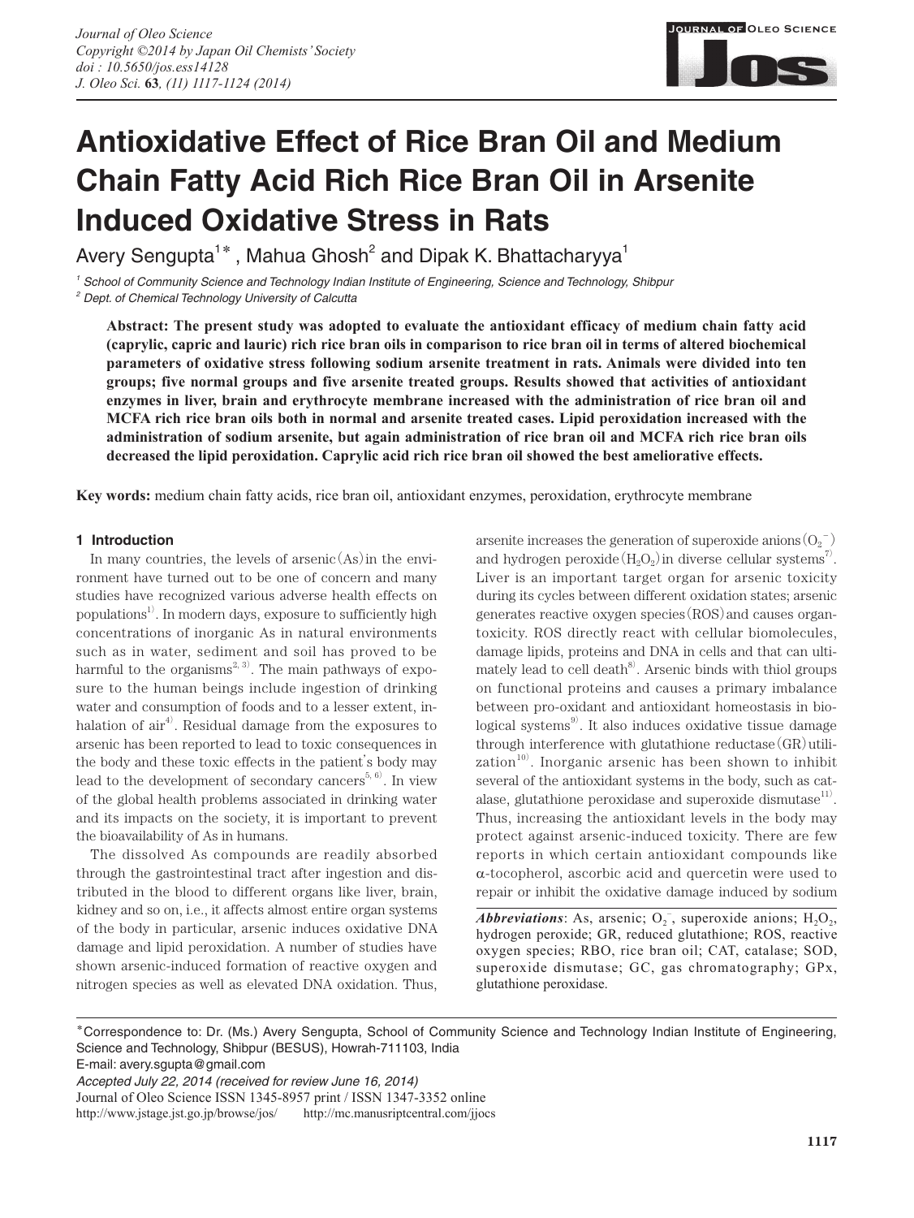# Antioxidative Effect of Rice Bran Oil and Medium Chain Fatty Acid Rich Rice Bran Oil in Arsenite Induced Oxidative Stress in Rats

Avery Sengupta[1*], Mahua Ghosh[2] and Dipak K. Bhattacharyya[1]

[1] School of Community Science and Technology Indian Institute of Engineering, Science and Technology, Shibpur
[2] Dept. of Chemical Technology University of Calcutta

**Abstract: The present study was adopted to evaluate the antioxidant efficacy of medium chain fatty acid (caprylic, capric and lauric) rich rice bran oils in comparison to rice bran oil in terms of altered biochemical parameters of oxidative stress following sodium arsenite treatment in rats. Animals were divided into ten groups; five normal groups and five arsenite treated groups. Results showed that activities of antioxidant enzymes in liver, brain and erythrocyte membrane increased with the administration of rice bran oil and MCFA rich rice bran oils both in normal and arsenite treated cases. Lipid peroxidation increased with the administration of sodium arsenite, but again administration of rice bran oil and MCFA rich rice bran oils decreased the lipid peroxidation. Caprylic acid rich rice bran oil showed the best ameliorative effects.**

**Key words:** medium chain fatty acids, rice bran oil, antioxidant enzymes, peroxidation, erythrocyte membrane

## 1 Introduction

In many countries, the levels of arsenic (As) in the environment have turned out to be one of concern and many studies have recognized various adverse health effects on populations[1]. In modern days, exposure to sufficiently high concentrations of inorganic As in natural environments such as in water, sediment and soil has proved to be harmful to the organisms[2,3]. The main pathways of exposure to the human beings include ingestion of drinking water and consumption of foods and to a lesser extent, inhalation of air[4]. Residual damage from the exposures to arsenic has been reported to lead to toxic consequences in the body and these toxic effects in the patient's body may lead to the development of secondary cancers[5,6]. In view of the global health problems associated in drinking water and its impacts on the society, it is important to prevent the bioavailability of As in humans.

The dissolved As compounds are readily absorbed through the gastrointestinal tract after ingestion and distributed in the blood to different organs like liver, brain, kidney and so on, i.e., it affects almost entire organ systems of the body in particular, arsenic induces oxidative DNA damage and lipid peroxidation. A number of studies have shown arsenic-induced formation of reactive oxygen and nitrogen species as well as elevated DNA oxidation. Thus, arsenite increases the generation of superoxide anions ($O_2^-$) and hydrogen peroxide ($H_2O_2$) in diverse cellular systems[7]. Liver is an important target organ for arsenic toxicity during its cycles between different oxidation states; arsenic generates reactive oxygen species (ROS) and causes organ-toxicity. ROS directly react with cellular biomolecules, damage lipids, proteins and DNA in cells and that can ultimately lead to cell death[8]. Arsenic binds with thiol groups on functional proteins and causes a primary imbalance between pro-oxidant and antioxidant homeostasis in biological systems[9]. It also induces oxidative tissue damage through interference with glutathione reductase (GR) utilization[10]. Inorganic arsenic has been shown to inhibit several of the antioxidant systems in the body, such as catalase, glutathione peroxidase and superoxide dismutase[11]. Thus, increasing the antioxidant levels in the body may protect against arsenic-induced toxicity. There are few reports in which certain antioxidant compounds like α-tocopherol, ascorbic acid and quercetin were used to repair or inhibit the oxidative damage induced by sodium

*Abbreviations*: As, arsenic; $O_2^-$, superoxide anions; $H_2O_2$, hydrogen peroxide; GR, reduced glutathione; ROS, reactive oxygen species; RBO, rice bran oil; CAT, catalase; SOD, superoxide dismutase; GC, gas chromatography; GPx, glutathione peroxidase.

*Correspondence to: Dr. (Ms.) Avery Sengupta, School of Community Science and Technology Indian Institute of Engineering, Science and Technology, Shibpur (BESUS), Howrah-711103, India
E-mail: avery.sgupta@gmail.com
*Accepted July 22, 2014 (received for review June 16, 2014)*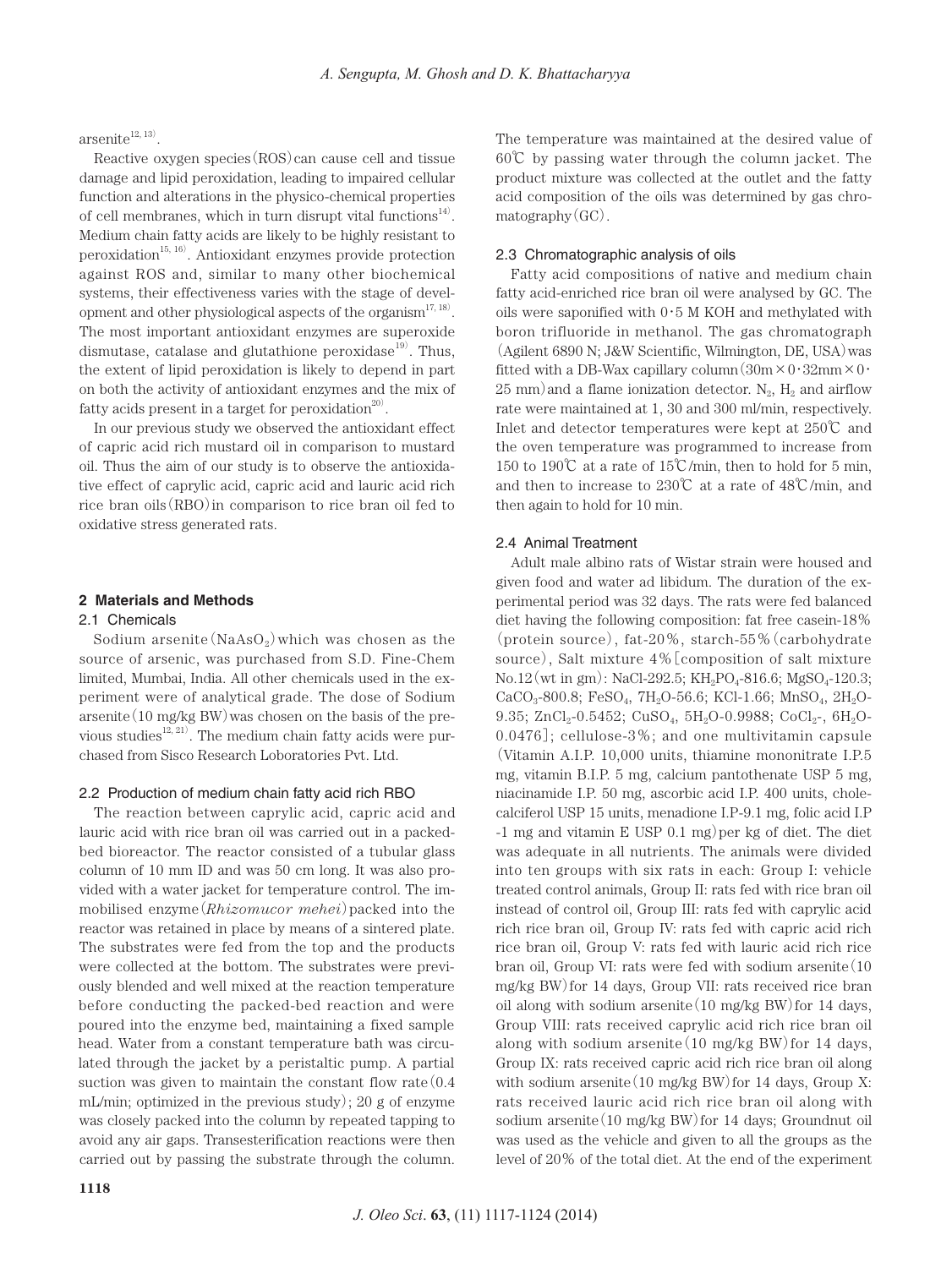arsenite[12, 13].

Reactive oxygen species (ROS) can cause cell and tissue damage and lipid peroxidation, leading to impaired cellular function and alterations in the physico-chemical properties of cell membranes, which in turn disrupt vital functions[14]. Medium chain fatty acids are likely to be highly resistant to peroxidation[15, 16]. Antioxidant enzymes provide protection against ROS and, similar to many other biochemical systems, their effectiveness varies with the stage of development and other physiological aspects of the organism[17, 18]. The most important antioxidant enzymes are superoxide dismutase, catalase and glutathione peroxidase[19]. Thus, the extent of lipid peroxidation is likely to depend in part on both the activity of antioxidant enzymes and the mix of fatty acids present in a target for peroxidation[20].

In our previous study we observed the antioxidant effect of capric acid rich mustard oil in comparison to mustard oil. Thus the aim of our study is to observe the antioxidative effect of caprylic acid, capric acid and lauric acid rich rice bran oils (RBO) in comparison to rice bran oil fed to oxidative stress generated rats.

## 2 Materials and Methods

### 2.1 Chemicals

Sodium arsenite ($NaAsO_2$) which was chosen as the source of arsenic, was purchased from S.D. Fine-Chem limited, Mumbai, India. All other chemicals used in the experiment were of analytical grade. The dose of Sodium arsenite (10 mg/kg BW) was chosen on the basis of the previous studies[12, 21]. The medium chain fatty acids were purchased from Sisco Research Loboratories Pvt. Ltd.

### 2.2 Production of medium chain fatty acid rich RBO

The reaction between caprylic acid, capric acid and lauric acid with rice bran oil was carried out in a packed-bed bioreactor. The reactor consisted of a tubular glass column of 10 mm ID and was 50 cm long. It was also provided with a water jacket for temperature control. The immobilised enzyme (*Rhizomucor mehei*) packed into the reactor was retained in place by means of a sintered plate. The substrates were fed from the top and the products were collected at the bottom. The substrates were previously blended and well mixed at the reaction temperature before conducting the packed-bed reaction and were poured into the enzyme bed, maintaining a fixed sample head. Water from a constant temperature bath was circulated through the jacket by a peristaltic pump. A partial suction was given to maintain the constant flow rate (0.4 mL/min; optimized in the previous study); 20 g of enzyme was closely packed into the column by repeated tapping to avoid any air gaps. Transesterification reactions were then carried out by passing the substrate through the column. The temperature was maintained at the desired value of 60℃ by passing water through the column jacket. The product mixture was collected at the outlet and the fatty acid composition of the oils was determined by gas chromatography (GC).

### 2.3 Chromatographic analysis of oils

Fatty acid compositions of native and medium chain fatty acid-enriched rice bran oil were analysed by GC. The oils were saponified with 0·5 M KOH and methylated with boron trifluoride in methanol. The gas chromatograph (Agilent 6890 N; J&W Scientific, Wilmington, DE, USA) was fitted with a DB-Wax capillary column (30m × 0·32mm × 0·25 mm) and a flame ionization detector. $N_2$, $H_2$ and airflow rate were maintained at 1, 30 and 300 ml/min, respectively. Inlet and detector temperatures were kept at 250℃ and the oven temperature was programmed to increase from 150 to 190℃ at a rate of 15℃/min, then to hold for 5 min, and then to increase to 230℃ at a rate of 48℃/min, and then again to hold for 10 min.

### 2.4 Animal Treatment

Adult male albino rats of Wistar strain were housed and given food and water ad libidum. The duration of the experimental period was 32 days. The rats were fed balanced diet having the following composition: fat free casein-18% (protein source), fat-20%, starch-55% (carbohydrate source), Salt mixture 4% [composition of salt mixture No.12 (wt in gm): NaCl-292.5; $KH_2PO_4$-816.6; $MgSO_4$-120.3; $CaCO_3$-800.8; $FeSO_4$, $7H_2O$-56.6; KCl-1.66; $MnSO_4$, $2H_2O$-9.35; $ZnCl_2$-0.5452; $CuSO_4$, $5H_2O$-0.9988; $CoCl_2$-, $6H_2O$-0.0476]; cellulose-3%; and one multivitamin capsule (Vitamin A.I.P. 10,000 units, thiamine mononitrate I.P.5 mg, vitamin B.I.P. 5 mg, calcium pantothenate USP 5 mg, niacinamide I.P. 50 mg, ascorbic acid I.P. 400 units, cholecalciferol USP 15 units, menadione I.P-9.1 mg, folic acid I.P -1 mg and vitamin E USP 0.1 mg) per kg of diet. The diet was adequate in all nutrients. The animals were divided into ten groups with six rats in each: Group I: vehicle treated control animals, Group II: rats fed with rice bran oil instead of control oil, Group III: rats fed with caprylic acid rich rice bran oil, Group IV: rats fed with capric acid rich rice bran oil, Group V: rats fed with lauric acid rich rice bran oil, Group VI: rats were fed with sodium arsenite (10 mg/kg BW) for 14 days, Group VII: rats received rice bran oil along with sodium arsenite (10 mg/kg BW) for 14 days, Group VIII: rats received caprylic acid rich rice bran oil along with sodium arsenite (10 mg/kg BW) for 14 days, Group IX: rats received capric acid rich rice bran oil along with sodium arsenite (10 mg/kg BW) for 14 days, Group X: rats received lauric acid rich rice bran oil along with sodium arsenite (10 mg/kg BW) for 14 days; Groundnut oil was used as the vehicle and given to all the groups as the level of 20% of the total diet. At the end of the experiment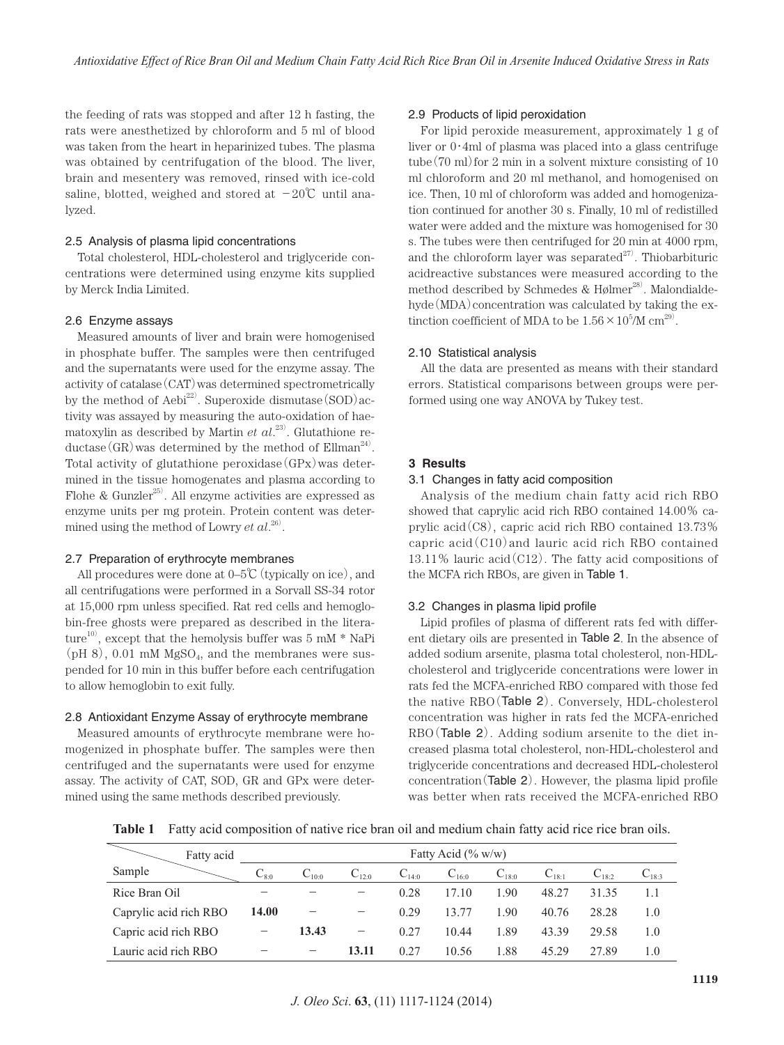the feeding of rats was stopped and after 12 h fasting, the rats were anesthetized by chloroform and 5 ml of blood was taken from the heart in heparinized tubes. The plasma was obtained by centrifugation of the blood. The liver, brain and mesentery was removed, rinsed with ice-cold saline, blotted, weighed and stored at −20℃ until analyzed.

### 2.5 Analysis of plasma lipid concentrations

Total cholesterol, HDL-cholesterol and triglyceride concentrations were determined using enzyme kits supplied by Merck India Limited.

### 2.6 Enzyme assays

Measured amounts of liver and brain were homogenised in phosphate buffer. The samples were then centrifuged and the supernatants were used for the enzyme assay. The activity of catalase (CAT) was determined spectrometrically by the method of Aebi[22]. Superoxide dismutase (SOD) activity was assayed by measuring the auto-oxidation of haematoxylin as described by Martin *et al*.[23]. Glutathione reductase (GR) was determined by the method of Ellman[24]. Total activity of glutathione peroxidase (GPx) was determined in the tissue homogenates and plasma according to Flohe & Gunzler[25]. All enzyme activities are expressed as enzyme units per mg protein. Protein content was determined using the method of Lowry *et al*.[26].

### 2.7 Preparation of erythrocyte membranes

All procedures were done at 0–5℃ (typically on ice), and all centrifugations were performed in a Sorvall SS-34 rotor at 15,000 rpm unless specified. Rat red cells and hemoglobin-free ghosts were prepared as described in the literature[10], except that the hemolysis buffer was 5 mM * NaPi (pH 8), 0.01 mM $MgSO_4$, and the membranes were suspended for 10 min in this buffer before each centrifugation to allow hemoglobin to exit fully.

### 2.8 Antioxidant Enzyme Assay of erythrocyte membrane

Measured amounts of erythrocyte membrane were homogenized in phosphate buffer. The samples were then centrifuged and the supernatants were used for enzyme assay. The activity of CAT, SOD, GR and GPx were determined using the same methods described previously.

### 2.9 Products of lipid peroxidation

For lipid peroxide measurement, approximately 1 g of liver or 0·4ml of plasma was placed into a glass centrifuge tube (70 ml) for 2 min in a solvent mixture consisting of 10 ml chloroform and 20 ml methanol, and homogenised on ice. Then, 10 ml of chloroform was added and homogenization continued for another 30 s. Finally, 10 ml of redistilled water were added and the mixture was homogenised for 30 s. The tubes were then centrifuged for 20 min at 4000 rpm, and the chloroform layer was separated[27]. Thiobarbituric acidreactive substances were measured according to the method described by Schmedes & Hølmer[28]. Malondialdehyde (MDA) concentration was calculated by taking the extinction coefficient of MDA to be $1.56 \times 10^5$/M cm[29].

### 2.10 Statistical analysis

All the data are presented as means with their standard errors. Statistical comparisons between groups were performed using one way ANOVA by Tukey test.

## 3 Results

### 3.1 Changes in fatty acid composition

Analysis of the medium chain fatty acid rich RBO showed that caprylic acid rich RBO contained 14.00% caprylic acid (C8), capric acid rich RBO contained 13.73% capric acid (C10) and lauric acid rich RBO contained 13.11% lauric acid (C12). The fatty acid compositions of the MCFA rich RBOs, are given in Table 1.

### 3.2 Changes in plasma lipid profile

Lipid profiles of plasma of different rats fed with different dietary oils are presented in Table 2. In the absence of added sodium arsenite, plasma total cholesterol, non-HDL-cholesterol and triglyceride concentrations were lower in rats fed the MCFA-enriched RBO compared with those fed the native RBO (Table 2). Conversely, HDL-cholesterol concentration was higher in rats fed the MCFA-enriched RBO (Table 2). Adding sodium arsenite to the diet increased plasma total cholesterol, non-HDL-cholesterol and triglyceride concentrations and decreased HDL-cholesterol concentration (Table 2). However, the plasma lipid profile was better when rats received the MCFA-enriched RBO

**Table 1** Fatty acid composition of native rice bran oil and medium chain fatty acid rice rice bran oils.

| Sample \ Fatty acid | Fatty Acid (% w/w) | | | | | | | | |
|---|---|---|---|---|---|---|---|---|---|
| | $C_{8:0}$ | $C_{10:0}$ | $C_{12:0}$ | $C_{14:0}$ | $C_{16:0}$ | $C_{18:0}$ | $C_{18:1}$ | $C_{18:2}$ | $C_{18:3}$ |
| Rice Bran Oil | − | − | − | 0.28 | 17.10 | 1.90 | 48.27 | 31.35 | 1.1 |
| Caprylic acid rich RBO | **14.00** | − | − | 0.29 | 13.77 | 1.90 | 40.76 | 28.28 | 1.0 |
| Capric acid rich RBO | − | **13.43** | − | 0.27 | 10.44 | 1.89 | 43.39 | 29.58 | 1.0 |
| Lauric acid rich RBO | − | − | **13.11** | 0.27 | 10.56 | 1.88 | 45.29 | 27.89 | 1.0 |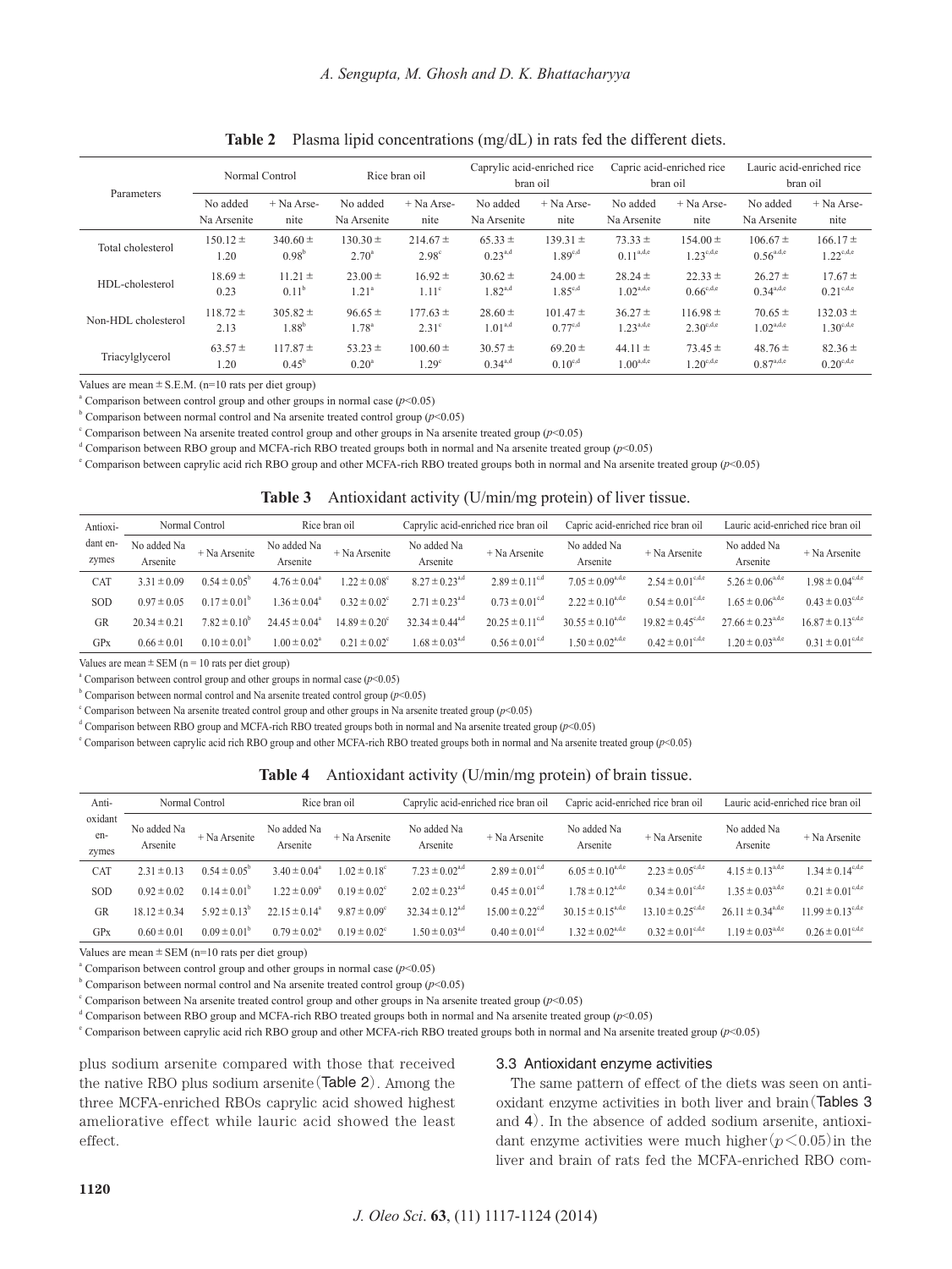**Table 2** Plasma lipid concentrations (mg/dL) in rats fed the different diets.

| Parameters | Normal Control | | Rice bran oil | | Caprylic acid-enriched rice bran oil | | Capric acid-enriched rice bran oil | | Lauric acid-enriched rice bran oil | |
|---|---|---|---|---|---|---|---|---|---|---|
| | No added Na Arsenite | + Na Arsenite | No added Na Arsenite | + Na Arsenite | No added Na Arsenite | + Na Arsenite | No added Na Arsenite | + Na Arsenite | No added Na Arsenite | + Na Arsenite |
| Total cholesterol | 150.12 ± 1.20 | 340.60 ± 0.98[b] | 130.30 ± 2.70[a] | 214.67 ± 2.98[c] | 65.33 ± 0.23[a,d] | 139.31 ± 1.89[c,d] | 73.33 ± 0.11[a,d,e] | 154.00 ± 1.23[c,d,e] | 106.67 ± 0.56[a,d,e] | 166.17 ± 1.22[c,d,e] |
| HDL-cholesterol | 18.69 ± 0.23 | 11.21 ± 0.11[b] | 23.00 ± 1.21[a] | 16.92 ± 1.11[c] | 30.62 ± 1.82[a,d] | 24.00 ± 1.85[c,d] | 28.24 ± 1.02[a,d,e] | 22.33 ± 0.66[c,d,e] | 26.27 ± 0.34[a,d,e] | 17.67 ± 0.21[c,d,e] |
| Non-HDL cholesterol | 118.72 ± 2.13 | 305.82 ± 1.88[b] | 96.65 ± 1.78[a] | 177.63 ± 2.31[c] | 28.60 ± 1.01[a,d] | 101.47 ± 0.77[c,d] | 36.27 ± 1.23[a,d,e] | 116.98 ± 2.30[c,d,e] | 70.65 ± 1.02[a,d,e] | 132.03 ± 1.30[c,d,e] |
| Triacylglycerol | 63.57 ± 1.20 | 117.87 ± 0.45[b] | 53.23 ± 0.20[a] | 100.60 ± 1.29[c] | 30.57 ± 0.34[a,d] | 69.20 ± 0.10[c,d] | 44.11 ± 1.00[a,d,e] | 73.45 ± 1.20[c,d,e] | 48.76 ± 0.87[a,d,e] | 82.36 ± 0.20[c,d,e] |

Values are mean ± S.E.M. (n=10 rats per diet group)

[a] Comparison between control group and other groups in normal case ($p$<0.05)

[b] Comparison between normal control and Na arsenite treated control group ($p$<0.05)

[c] Comparison between Na arsenite treated control group and other groups in Na arsenite treated group ($p$<0.05)

[d] Comparison between RBO group and MCFA-rich RBO treated groups both in normal and Na arsenite treated group ($p$<0.05)

[e] Comparison between caprylic acid rich RBO group and other MCFA-rich RBO treated groups both in normal and Na arsenite treated group ($p$<0.05)

**Table 3** Antioxidant activity (U/min/mg protein) of liver tissue.

| Antioxidant enzymes | Normal Control | | Rice bran oil | | Caprylic acid-enriched rice bran oil | | Capric acid-enriched rice bran oil | | Lauric acid-enriched rice bran oil | |
|---|---|---|---|---|---|---|---|---|---|---|
| | No added Na Arsenite | + Na Arsenite | No added Na Arsenite | + Na Arsenite | No added Na Arsenite | + Na Arsenite | No added Na Arsenite | + Na Arsenite | No added Na Arsenite | + Na Arsenite |
| CAT | 3.31 ± 0.09 | 0.54 ± 0.05[b] | 4.76 ± 0.04[a] | 1.22 ± 0.08[c] | 8.27 ± 0.23[a,d] | 2.89 ± 0.11[c,d] | 7.05 ± 0.09[a,d,e] | 2.54 ± 0.01[c,d,e] | 5.26 ± 0.06[a,d,e] | 1.98 ± 0.04[c,d,e] |
| SOD | 0.97 ± 0.05 | 0.17 ± 0.01[b] | 1.36 ± 0.04[a] | 0.32 ± 0.02[c] | 2.71 ± 0.23[a,d] | 0.73 ± 0.01[c,d] | 2.22 ± 0.10[a,d,e] | 0.54 ± 0.01[c,d,e] | 1.65 ± 0.06[a,d,e] | 0.43 ± 0.03[c,d,e] |
| GR | 20.34 ± 0.21 | 7.82 ± 0.10[b] | 24.45 ± 0.04[a] | 14.89 ± 0.20[c] | 32.34 ± 0.44[a,d] | 20.25 ± 0.11[c,d] | 30.55 ± 0.10[a,d,e] | 19.82 ± 0.45[c,d,e] | 27.66 ± 0.23[a,d,e] | 16.87 ± 0.13[c,d,e] |
| GPx | 0.66 ± 0.01 | 0.10 ± 0.01[b] | 1.00 ± 0.02[a] | 0.21 ± 0.02[c] | 1.68 ± 0.03[a,d] | 0.56 ± 0.01[c,d] | 1.50 ± 0.02[a,d,e] | 0.42 ± 0.01[c,d,e] | 1.20 ± 0.03[a,d,e] | 0.31 ± 0.01[c,d,e] |

Values are mean ± SEM (n = 10 rats per diet group)

[a] Comparison between control group and other groups in normal case ($p$<0.05)

[b] Comparison between normal control and Na arsenite treated control group ($p$<0.05)

[c] Comparison between Na arsenite treated control group and other groups in Na arsenite treated group ($p$<0.05)

[d] Comparison between RBO group and MCFA-rich RBO treated groups both in normal and Na arsenite treated group ($p$<0.05)

[e] Comparison between caprylic acid rich RBO group and other MCFA-rich RBO treated groups both in normal and Na arsenite treated group ($p$<0.05)

**Table 4** Antioxidant activity (U/min/mg protein) of brain tissue.

| Antioxidant enzymes | Normal Control | | Rice bran oil | | Caprylic acid-enriched rice bran oil | | Capric acid-enriched rice bran oil | | Lauric acid-enriched rice bran oil | |
|---|---|---|---|---|---|---|---|---|---|---|
| | No added Na Arsenite | + Na Arsenite | No added Na Arsenite | + Na Arsenite | No added Na Arsenite | + Na Arsenite | No added Na Arsenite | + Na Arsenite | No added Na Arsenite | + Na Arsenite |
| CAT | 2.31 ± 0.13 | 0.54 ± 0.05[b] | 3.40 ± 0.04[a] | 1.02 ± 0.18[c] | 7.23 ± 0.02[a,d] | 2.89 ± 0.01[c,d] | 6.05 ± 0.10[a,d,e] | 2.23 ± 0.05[c,d,e] | 4.15 ± 0.13[a,d,e] | 1.34 ± 0.14[c,d,e] |
| SOD | 0.92 ± 0.02 | 0.14 ± 0.01[b] | 1.22 ± 0.09[a] | 0.19 ± 0.02[c] | 2.02 ± 0.23[a,d] | 0.45 ± 0.01[c,d] | 1.78 ± 0.12[a,d,e] | 0.34 ± 0.01[c,d,e] | 1.35 ± 0.03[a,d,e] | 0.21 ± 0.01[c,d,e] |
| GR | 18.12 ± 0.34 | 5.92 ± 0.13[b] | 22.15 ± 0.14[a] | 9.87 ± 0.09[c] | 32.34 ± 0.12[a,d] | 15.00 ± 0.22[c,d] | 30.15 ± 0.15[a,d,e] | 13.10 ± 0.25[c,d,e] | 26.11 ± 0.34[a,d,e] | 11.99 ± 0.13[c,d,e] |
| GPx | 0.60 ± 0.01 | 0.09 ± 0.01[b] | 0.79 ± 0.02[a] | 0.19 ± 0.02[c] | 1.50 ± 0.03[a,d] | 0.40 ± 0.01[c,d] | 1.32 ± 0.02[a,d,e] | 0.32 ± 0.01[c,d,e] | 1.19 ± 0.03[a,d,e] | 0.26 ± 0.01[c,d,e] |

Values are mean ± SEM (n=10 rats per diet group)

[a] Comparison between control group and other groups in normal case ($p$<0.05)

[b] Comparison between normal control and Na arsenite treated control group ($p$<0.05)

[c] Comparison between Na arsenite treated control group and other groups in Na arsenite treated group ($p$<0.05)

[d] Comparison between RBO group and MCFA-rich RBO treated groups both in normal and Na arsenite treated group ($p$<0.05)

[e] Comparison between caprylic acid rich RBO group and other MCFA-rich RBO treated groups both in normal and Na arsenite treated group ($p$<0.05)

plus sodium arsenite compared with those that received the native RBO plus sodium arsenite (Table 2). Among the three MCFA-enriched RBOs caprylic acid showed highest ameliorative effect while lauric acid showed the least effect.

### 3.3 Antioxidant enzyme activities

The same pattern of effect of the diets was seen on antioxidant enzyme activities in both liver and brain (Tables 3 and 4). In the absence of added sodium arsenite, antioxidant enzyme activities were much higher ($p<0.05$) in the liver and brain of rats fed the MCFA-enriched RBO com-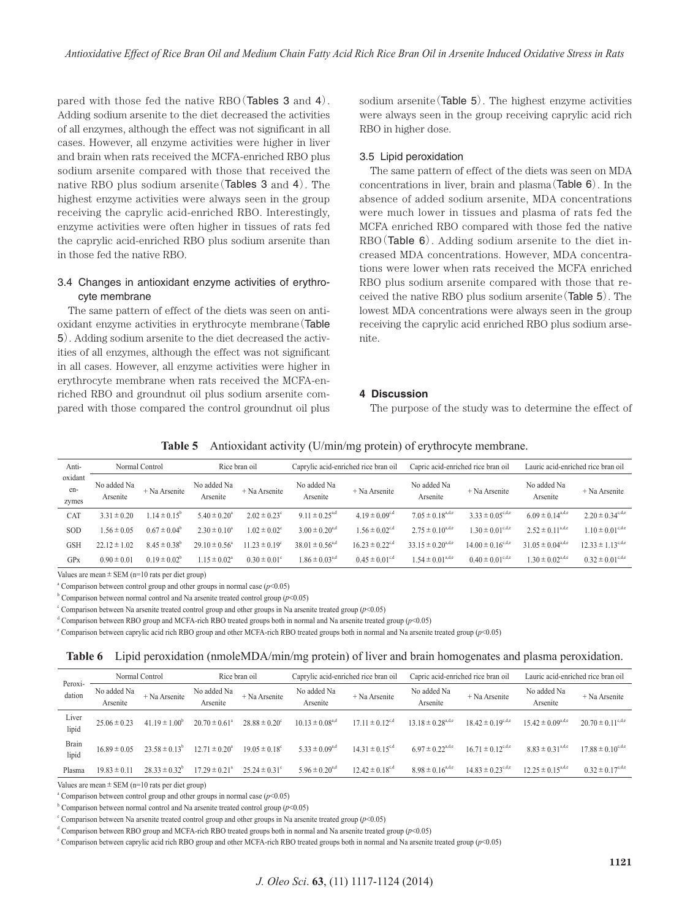pared with those fed the native RBO (Tables 3 and 4). Adding sodium arsenite to the diet decreased the activities of all enzymes, although the effect was not significant in all cases. However, all enzyme activities were higher in liver and brain when rats received the MCFA-enriched RBO plus sodium arsenite compared with those that received the native RBO plus sodium arsenite (Tables 3 and 4). The highest enzyme activities were always seen in the group receiving the caprylic acid-enriched RBO. Interestingly, enzyme activities were often higher in tissues of rats fed the caprylic acid-enriched RBO plus sodium arsenite than in those fed the native RBO.

### 3.4 Changes in antioxidant enzyme activities of erythrocyte membrane

The same pattern of effect of the diets was seen on antioxidant enzyme activities in erythrocyte membrane (Table 5). Adding sodium arsenite to the diet decreased the activities of all enzymes, although the effect was not significant in all cases. However, all enzyme activities were higher in erythrocyte membrane when rats received the MCFA-enriched RBO and groundnut oil plus sodium arsenite compared with those compared the control groundnut oil plus sodium arsenite (Table 5). The highest enzyme activities were always seen in the group receiving caprylic acid rich RBO in higher dose.

### 3.5 Lipid peroxidation

The same pattern of effect of the diets was seen on MDA concentrations in liver, brain and plasma (Table 6). In the absence of added sodium arsenite, MDA concentrations were much lower in tissues and plasma of rats fed the MCFA enriched RBO compared with those fed the native RBO (Table 6). Adding sodium arsenite to the diet increased MDA concentrations. However, MDA concentrations were lower when rats received the MCFA enriched RBO plus sodium arsenite compared with those that received the native RBO plus sodium arsenite (Table 5). The lowest MDA concentrations were always seen in the group receiving the caprylic acid enriched RBO plus sodium arsenite.

## 4 Discussion

The purpose of the study was to determine the effect of

**Table 5** Antioxidant activity (U/min/mg protein) of erythrocyte membrane.

| Anti-oxidant en-zymes | Normal Control | | Rice bran oil | | Caprylic acid-enriched rice bran oil | | Capric acid-enriched rice bran oil | | Lauric acid-enriched rice bran oil | |
|---|---|---|---|---|---|---|---|---|---|---|
| | No added Na Arsenite | + Na Arsenite | No added Na Arsenite | + Na Arsenite | No added Na Arsenite | + Na Arsenite | No added Na Arsenite | + Na Arsenite | No added Na Arsenite | + Na Arsenite |
| CAT | 3.31 ± 0.20 | 1.14 ± 0.15[b] | 5.40 ± 0.20[a] | 2.02 ± 0.23[c] | 9.11 ± 0.25[a,d] | 4.19 ± 0.09[c,d] | 7.05 ± 0.18[a,d,e] | 3.33 ± 0.05[c,d,e] | 6.09 ± 0.14[a,d,e] | 2.20 ± 0.34[c,d,e] |
| SOD | 1.56 ± 0.05 | 0.67 ± 0.04[b] | 2.30 ± 0.10[a] | 1.02 ± 0.02[c] | 3.00 ± 0.20[a,d] | 1.56 ± 0.02[c,d] | 2.75 ± 0.10[a,d,e] | 1.30 ± 0.01[c,d,e] | 2.52 ± 0.11[a,d,e] | 1.10 ± 0.01[c,d,e] |
| GSH | 22.12 ± 1.02 | 8.45 ± 0.38[b] | 29.10 ± 0.56[a] | 11.23 ± 0.19[c] | 38.01 ± 0.56[a,d] | 16.23 ± 0.22[c,d] | 33.15 ± 0.20[a,d,e] | 14.00 ± 0.16[c,d,e] | 31.05 ± 0.04[a,d,e] | 12.33 ± 1.13[c,d,e] |
| GPx | 0.90 ± 0.01 | 0.19 ± 0.02[b] | 1.15 ± 0.02[a] | 0.30 ± 0.01[c] | 1.86 ± 0.03[a,d] | 0.45 ± 0.01[c,d] | 1.54 ± 0.01[a,d,e] | 0.40 ± 0.01[c,d,e] | 1.30 ± 0.02[a,d,e] | 0.32 ± 0.01[c,d,e] |

Values are mean ± SEM (n=10 rats per diet group)

[a] Comparison between control group and other groups in normal case ($p<0.05$)

[b] Comparison between normal control and Na arsenite treated control group ($p<0.05$)

[c] Comparison between Na arsenite treated control group and other groups in Na arsenite treated group ($p<0.05$)

[d] Comparison between RBO group and MCFA-rich RBO treated groups both in normal and Na arsenite treated group ($p<0.05$)

[e] Comparison between caprylic acid rich RBO group and other MCFA-rich RBO treated groups both in normal and Na arsenite treated group ($p<0.05$)

**Table 6** Lipid peroxidation (nmoleMDA/min/mg protein) of liver and brain homogenates and plasma peroxidation.

| Peroxi-dation | Normal Control | | Rice bran oil | | Caprylic acid-enriched rice bran oil | | Capric acid-enriched rice bran oil | | Lauric acid-enriched rice bran oil | |
|---|---|---|---|---|---|---|---|---|---|---|
| | No added Na Arsenite | + Na Arsenite | No added Na Arsenite | + Na Arsenite | No added Na Arsenite | + Na Arsenite | No added Na Arsenite | + Na Arsenite | No added Na Arsenite | + Na Arsenite |
| Liver lipid | 25.06 ± 0.23 | 41.19 ± 1.00[b] | 20.70 ± 0.61[a] | 28.88 ± 0.20[c] | 10.13 ± 0.08[a,d] | 17.11 ± 0.12[c,d] | 13.18 ± 0.28[a,d,e] | 18.42 ± 0.19[c,d,e] | 15.42 ± 0.09[a,d,e] | 20.70 ± 0.11[c,d,e] |
| Brain lipid | 16.89 ± 0.05 | 23.58 ± 0.13[b] | 12.71 ± 0.20[a] | 19.05 ± 0.18[c] | 5.33 ± 0.09[a,d] | 14.31 ± 0.15[c,d] | 6.97 ± 0.22[a,d,e] | 16.71 ± 0.12[c,d,e] | 8.83 ± 0.31[a,d,e] | 17.88 ± 0.10[c,d,e] |
| Plasma | 19.83 ± 0.11 | 28.33 ± 0.32[b] | 17.29 ± 0.21[a] | 25.24 ± 0.31[c] | 5.96 ± 0.20[a,d] | 12.42 ± 0.18[c,d] | 8.98 ± 0.16[a,d,e] | 14.83 ± 0.23[c,d,e] | 12.25 ± 0.15[a,d,e] | 0.32 ± 0.17[c,d,e] |

Values are mean ± SEM (n=10 rats per diet group)

[a] Comparison between control group and other groups in normal case ($p<0.05$)

[b] Comparison between normal control and Na arsenite treated control group ($p<0.05$)

[c] Comparison between Na arsenite treated control group and other groups in Na arsenite treated group ($p<0.05$)

[d] Comparison between RBO group and MCFA-rich RBO treated groups both in normal and Na arsenite treated group ($p<0.05$)

[e] Comparison between caprylic acid rich RBO group and other MCFA-rich RBO treated groups both in normal and Na arsenite treated group ($p<0.05$)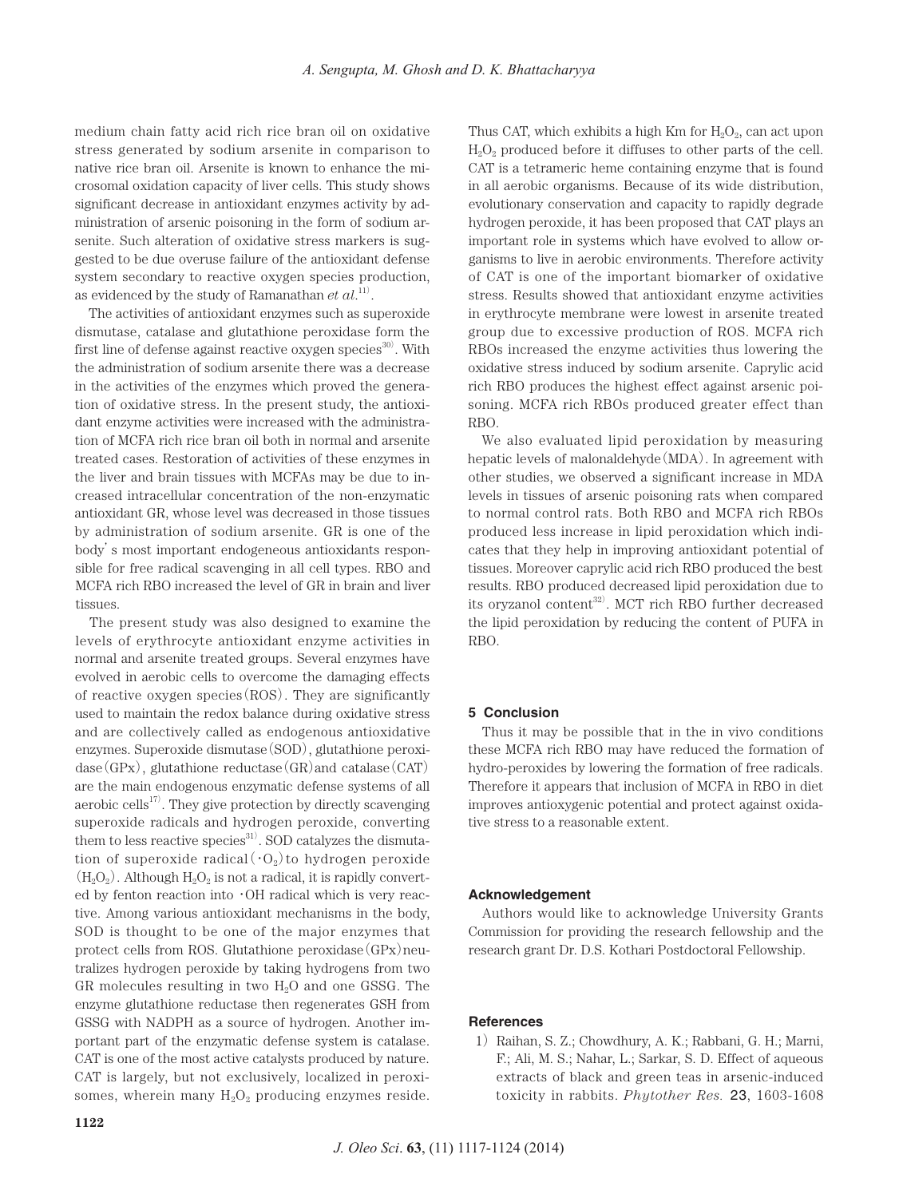medium chain fatty acid rich rice bran oil on oxidative stress generated by sodium arsenite in comparison to native rice bran oil. Arsenite is known to enhance the microsomal oxidation capacity of liver cells. This study shows significant decrease in antioxidant enzymes activity by administration of arsenic poisoning in the form of sodium arsenite. Such alteration of oxidative stress markers is suggested to be due overuse failure of the antioxidant defense system secondary to reactive oxygen species production, as evidenced by the study of Ramanathan *et al.*[11].

The activities of antioxidant enzymes such as superoxide dismutase, catalase and glutathione peroxidase form the first line of defense against reactive oxygen species[30]. With the administration of sodium arsenite there was a decrease in the activities of the enzymes which proved the generation of oxidative stress. In the present study, the antioxidant enzyme activities were increased with the administration of MCFA rich rice bran oil both in normal and arsenite treated cases. Restoration of activities of these enzymes in the liver and brain tissues with MCFAs may be due to increased intracellular concentration of the non-enzymatic antioxidant GR, whose level was decreased in those tissues by administration of sodium arsenite. GR is one of the body's most important endogeneous antioxidants responsible for free radical scavenging in all cell types. RBO and MCFA rich RBO increased the level of GR in brain and liver tissues.

The present study was also designed to examine the levels of erythrocyte antioxidant enzyme activities in normal and arsenite treated groups. Several enzymes have evolved in aerobic cells to overcome the damaging effects of reactive oxygen species (ROS). They are significantly used to maintain the redox balance during oxidative stress and are collectively called as endogenous antioxidative enzymes. Superoxide dismutase (SOD), glutathione peroxidase (GPx), glutathione reductase (GR) and catalase (CAT) are the main endogenous enzymatic defense systems of all aerobic cells[17]. They give protection by directly scavenging superoxide radicals and hydrogen peroxide, converting them to less reactive species[31]. SOD catalyzes the dismutation of superoxide radical ($\cdot O_2$) to hydrogen peroxide ($H_2O_2$). Although $H_2O_2$ is not a radical, it is rapidly converted by fenton reaction into $\cdot$OH radical which is very reactive. Among various antioxidant mechanisms in the body, SOD is thought to be one of the major enzymes that protect cells from ROS. Glutathione peroxidase (GPx) neutralizes hydrogen peroxide by taking hydrogens from two GR molecules resulting in two $H_2O$ and one GSSG. The enzyme glutathione reductase then regenerates GSH from GSSG with NADPH as a source of hydrogen. Another important part of the enzymatic defense system is catalase. CAT is one of the most active catalysts produced by nature. CAT is largely, but not exclusively, localized in peroxisomes, wherein many $H_2O_2$ producing enzymes reside. Thus CAT, which exhibits a high Km for $H_2O_2$, can act upon $H_2O_2$ produced before it diffuses to other parts of the cell. CAT is a tetrameric heme containing enzyme that is found in all aerobic organisms. Because of its wide distribution, evolutionary conservation and capacity to rapidly degrade hydrogen peroxide, it has been proposed that CAT plays an important role in systems which have evolved to allow organisms to live in aerobic environments. Therefore activity of CAT is one of the important biomarker of oxidative stress. Results showed that antioxidant enzyme activities in erythrocyte membrane were lowest in arsenite treated group due to excessive production of ROS. MCFA rich RBOs increased the enzyme activities thus lowering the oxidative stress induced by sodium arsenite. Caprylic acid rich RBO produces the highest effect against arsenic poisoning. MCFA rich RBOs produced greater effect than RBO.

We also evaluated lipid peroxidation by measuring hepatic levels of malonaldehyde (MDA). In agreement with other studies, we observed a significant increase in MDA levels in tissues of arsenic poisoning rats when compared to normal control rats. Both RBO and MCFA rich RBOs produced less increase in lipid peroxidation which indicates that they help in improving antioxidant potential of tissues. Moreover caprylic acid rich RBO produced the best results. RBO produced decreased lipid peroxidation due to its oryzanol content[32]. MCT rich RBO further decreased the lipid peroxidation by reducing the content of PUFA in RBO.

## 5 Conclusion

Thus it may be possible that in the in vivo conditions these MCFA rich RBO may have reduced the formation of hydro-peroxides by lowering the formation of free radicals. Therefore it appears that inclusion of MCFA in RBO in diet improves antioxygenic potential and protect against oxidative stress to a reasonable extent.

## Acknowledgement

Authors would like to acknowledge University Grants Commission for providing the research fellowship and the research grant Dr. D.S. Kothari Postdoctoral Fellowship.

## References

1) Raihan, S. Z.; Chowdhury, A. K.; Rabbani, G. H.; Marni, F.; Ali, M. S.; Nahar, L.; Sarkar, S. D. Effect of aqueous extracts of black and green teas in arsenic-induced toxicity in rabbits. *Phytother Res.* **23**, 1603-1608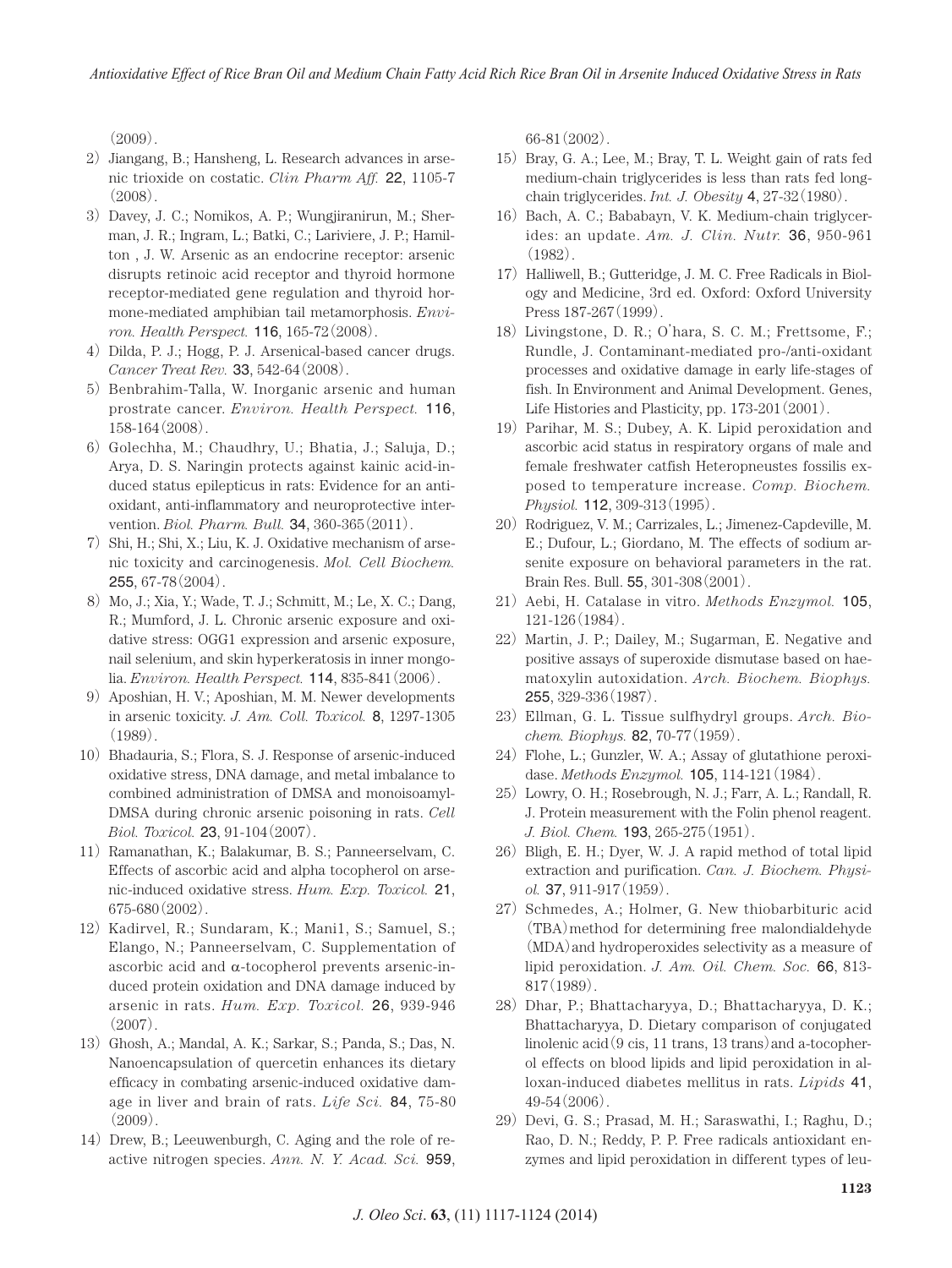(2009).

2) Jiangang, B.; Hansheng, L. Research advances in arsenic trioxide on costatic. *Clin Pharm Aff.* **22**, 1105-7 (2008).

3) Davey, J. C.; Nomikos, A. P.; Wungjiranirun, M.; Sherman, J. R.; Ingram, L.; Batki, C.; Lariviere, J. P.; Hamilton , J. W. Arsenic as an endocrine receptor: arsenic disrupts retinoic acid receptor and thyroid hormone receptor-mediated gene regulation and thyroid hormone-mediated amphibian tail metamorphosis. *Environ. Health Perspect.* **116**, 165-72 (2008).

4) Dilda, P. J.; Hogg, P. J. Arsenical-based cancer drugs. *Cancer Treat Rev.* **33**, 542-64 (2008).

5) Benbrahim-Talla, W. Inorganic arsenic and human prostrate cancer. *Environ. Health Perspect.* **116**, 158-164 (2008).

6) Golechha, M.; Chaudhry, U.; Bhatia, J.; Saluja, D.; Arya, D. S. Naringin protects against kainic acid-induced status epilepticus in rats: Evidence for an antioxidant, anti-inflammatory and neuroprotective intervention. *Biol. Pharm. Bull.* **34**, 360-365 (2011).

7) Shi, H.; Shi, X.; Liu, K. J. Oxidative mechanism of arsenic toxicity and carcinogenesis. *Mol. Cell Biochem.* **255**, 67-78 (2004).

8) Mo, J.; Xia, Y.; Wade, T. J.; Schmitt, M.; Le, X. C.; Dang, R.; Mumford, J. L. Chronic arsenic exposure and oxidative stress: OGG1 expression and arsenic exposure, nail selenium, and skin hyperkeratosis in inner mongolia. *Environ. Health Perspect.* **114**, 835-841 (2006).

9) Aposhian, H. V.; Aposhian, M. M. Newer developments in arsenic toxicity. *J. Am. Coll. Toxicol.* **8**, 1297-1305 (1989).

10) Bhadauria, S.; Flora, S. J. Response of arsenic-induced oxidative stress, DNA damage, and metal imbalance to combined administration of DMSA and monoisoamyl-DMSA during chronic arsenic poisoning in rats. *Cell Biol. Toxicol.* **23**, 91-104 (2007).

11) Ramanathan, K.; Balakumar, B. S.; Panneerselvam, C. Effects of ascorbic acid and alpha tocopherol on arsenic-induced oxidative stress. *Hum. Exp. Toxicol.* **21**, 675-680 (2002).

12) Kadirvel, R.; Sundaram, K.; Mani1, S.; Samuel, S.; Elango, N.; Panneerselvam, C. Supplementation of ascorbic acid and α-tocopherol prevents arsenic-induced protein oxidation and DNA damage induced by arsenic in rats. *Hum. Exp. Toxicol.* **26**, 939-946 (2007).

13) Ghosh, A.; Mandal, A. K.; Sarkar, S.; Panda, S.; Das, N. Nanoencapsulation of quercetin enhances its dietary efficacy in combating arsenic-induced oxidative damage in liver and brain of rats. *Life Sci.* **84**, 75-80 (2009).

14) Drew, B.; Leeuwenburgh, C. Aging and the role of reactive nitrogen species. *Ann. N. Y. Acad. Sci.* **959**, 66-81 (2002).

15) Bray, G. A.; Lee, M.; Bray, T. L. Weight gain of rats fed medium-chain triglycerides is less than rats fed long-chain triglycerides. *Int. J. Obesity* **4**, 27-32 (1980).

16) Bach, A. C.; Bababayn, V. K. Medium-chain triglycerides: an update. *Am. J. Clin. Nutr.* **36**, 950-961 (1982).

17) Halliwell, B.; Gutteridge, J. M. C. Free Radicals in Biology and Medicine, 3rd ed. Oxford: Oxford University Press 187-267 (1999).

18) Livingstone, D. R.; O'hara, S. C. M.; Frettsome, F.; Rundle, J. Contaminant-mediated pro-/anti-oxidant processes and oxidative damage in early life-stages of fish. In Environment and Animal Development. Genes, Life Histories and Plasticity, pp. 173-201 (2001).

19) Parihar, M. S.; Dubey, A. K. Lipid peroxidation and ascorbic acid status in respiratory organs of male and female freshwater catfish Heteropneustes fossilis exposed to temperature increase. *Comp. Biochem. Physiol.* **112**, 309-313 (1995).

20) Rodriguez, V. M.; Carrizales, L.; Jimenez-Capdeville, M. E.; Dufour, L.; Giordano, M. The effects of sodium arsenite exposure on behavioral parameters in the rat. Brain Res. Bull. **55**, 301-308 (2001).

21) Aebi, H. Catalase in vitro. *Methods Enzymol.* **105**, 121-126 (1984).

22) Martin, J. P.; Dailey, M.; Sugarman, E. Negative and positive assays of superoxide dismutase based on haematoxylin autoxidation. *Arch. Biochem. Biophys.* **255**, 329-336 (1987).

23) Ellman, G. L. Tissue sulfhydryl groups. *Arch. Biochem. Biophys.* **82**, 70-77 (1959).

24) Flohe, L.; Gunzler, W. A.; Assay of glutathione peroxidase. *Methods Enzymol.* **105**, 114-121 (1984).

25) Lowry, O. H.; Rosebrough, N. J.; Farr, A. L.; Randall, R. J. Protein measurement with the Folin phenol reagent. *J. Biol. Chem.* **193**, 265-275 (1951).

26) Bligh, E. H.; Dyer, W. J. A rapid method of total lipid extraction and purification. *Can. J. Biochem. Physiol.* **37**, 911-917 (1959).

27) Schmedes, A.; Holmer, G. New thiobarbituric acid (TBA) method for determining free malondialdehyde (MDA) and hydroperoxides selectivity as a measure of lipid peroxidation. *J. Am. Oil. Chem. Soc.* **66**, 813-817 (1989).

28) Dhar, P.; Bhattacharyya, D.; Bhattacharyya, D. K.; Bhattacharyya, D. Dietary comparison of conjugated linolenic acid (9 cis, 11 trans, 13 trans) and a-tocopherol effects on blood lipids and lipid peroxidation in alloxan-induced diabetes mellitus in rats. *Lipids* **41**, 49-54 (2006).

29) Devi, G. S.; Prasad, M. H.; Saraswathi, I.; Raghu, D.; Rao, D. N.; Reddy, P. P. Free radicals antioxidant enzymes and lipid peroxidation in different types of leu-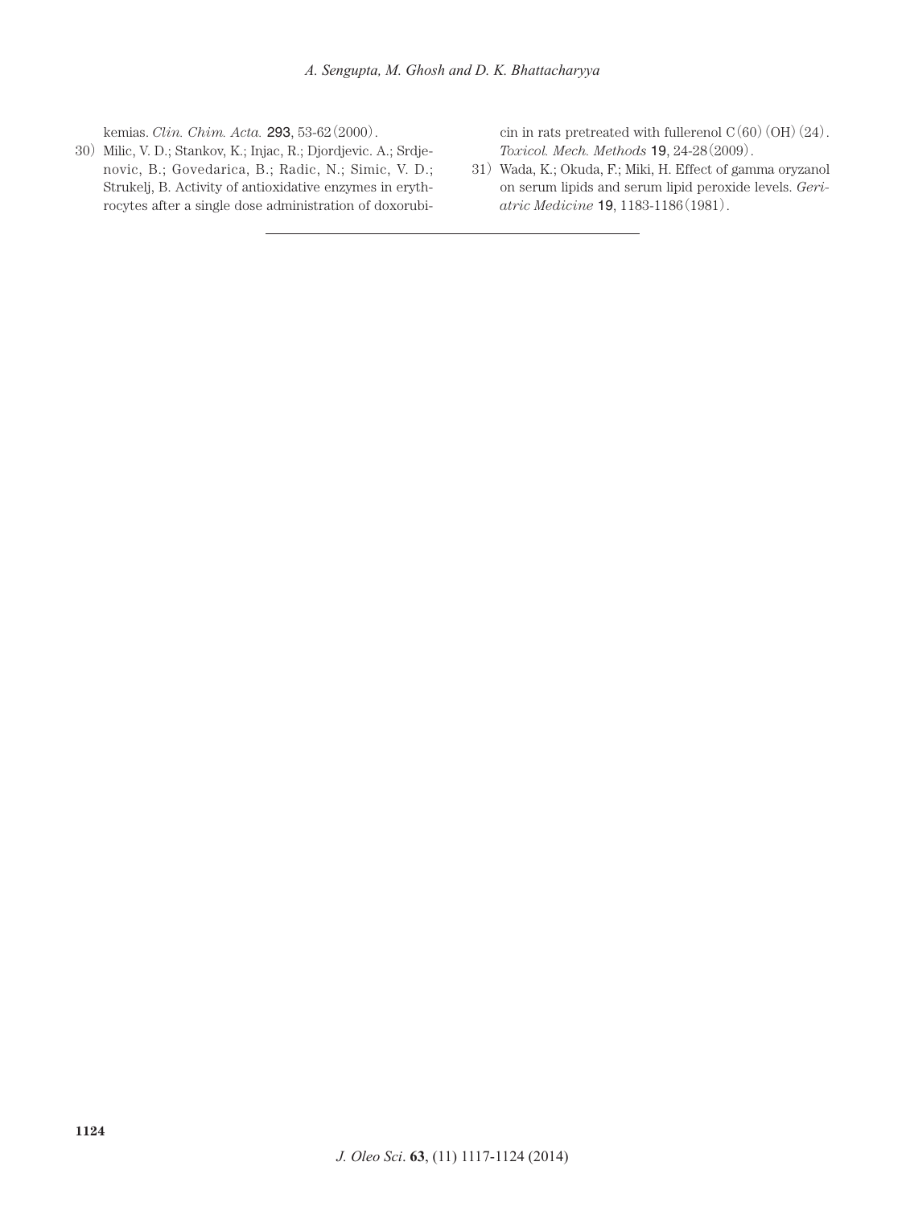kemias. *Clin. Chim. Acta.* **293**, 53-62 (2000).

30) Milic, V. D.; Stankov, K.; Injac, R.; Djordjevic. A.; Srdjenovic, B.; Govedarica, B.; Radic, N.; Simic, V. D.; Strukelj, B. Activity of antioxidative enzymes in erythrocytes after a single dose administration of doxorubicin in rats pretreated with fullerenol C(60)(OH)(24). *Toxicol. Mech. Methods* **19**, 24-28 (2009).

31) Wada, K.; Okuda, F.; Miki, H. Effect of gamma oryzanol on serum lipids and serum lipid peroxide levels. *Geriatric Medicine* **19**, 1183-1186 (1981).